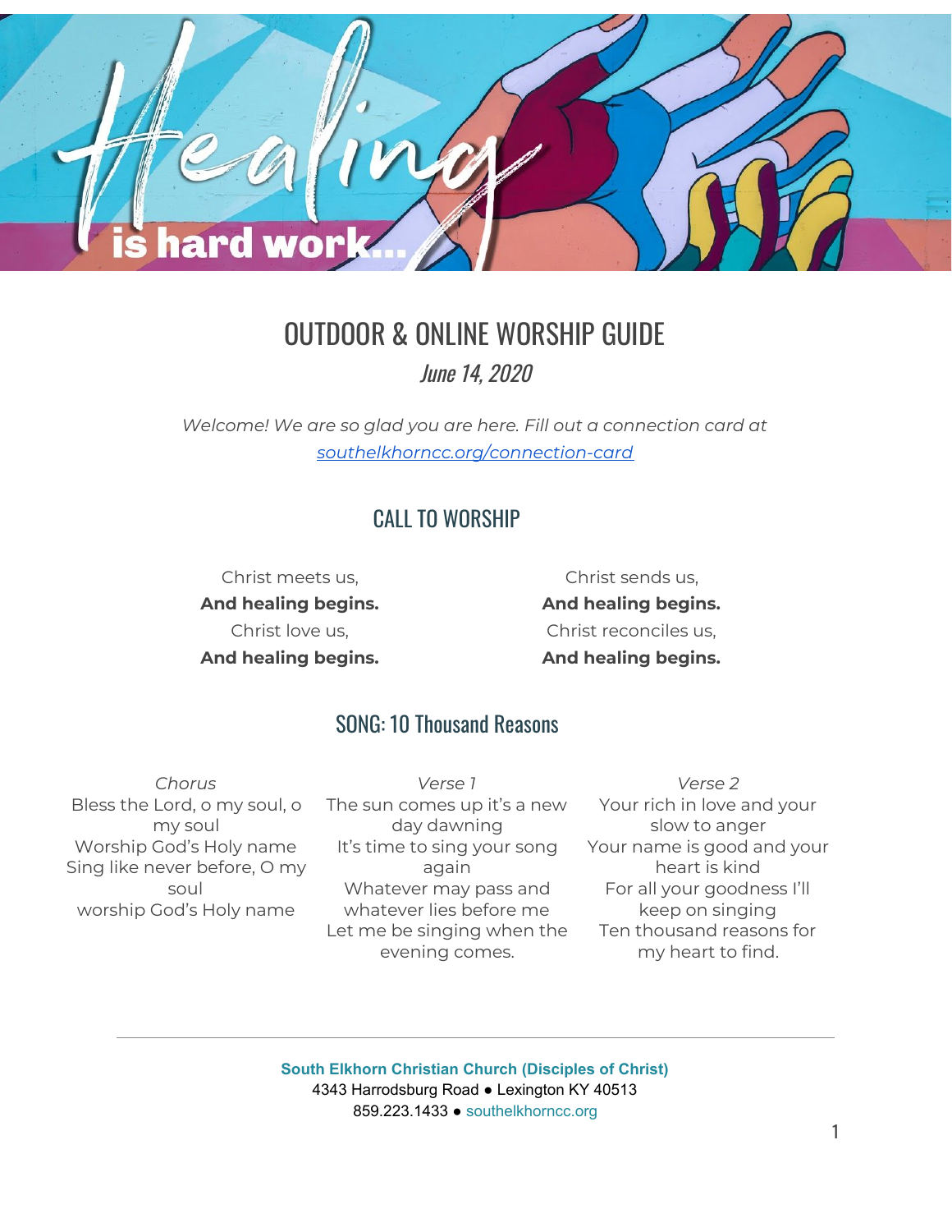# Healing is hard work...

# OUTDOOR & ONLINE WORSHIP GUIDE

*June 14, 2020*

*Welcome! We are so glad you are here. Fill out a connection card at [southelkhorncc.org/connection-card](southelkhorncc.org/connection-card)*

## CALL TO WORSHIP

Christ meets us,
**And healing begins.**
Christ love us,
**And healing begins.**

Christ sends us,
**And healing begins.**
Christ reconciles us,
**And healing begins.**

## SONG: 10 Thousand Reasons

*Chorus*
Bless the Lord, o my soul, o my soul
Worship God's Holy name
Sing like never before, O my soul
worship God's Holy name

*Verse 1*
The sun comes up it's a new day dawning
It's time to sing your song again
Whatever may pass and whatever lies before me
Let me be singing when the evening comes.

*Verse 2*
Your rich in love and your slow to anger
Your name is good and your heart is kind
For all your goodness I'll keep on singing
Ten thousand reasons for my heart to find.

---

**South Elkhorn Christian Church (Disciples of Christ)**
4343 Harrodsburg Road ● Lexington KY 40513
859.223.1433 ● southelkhorncc.org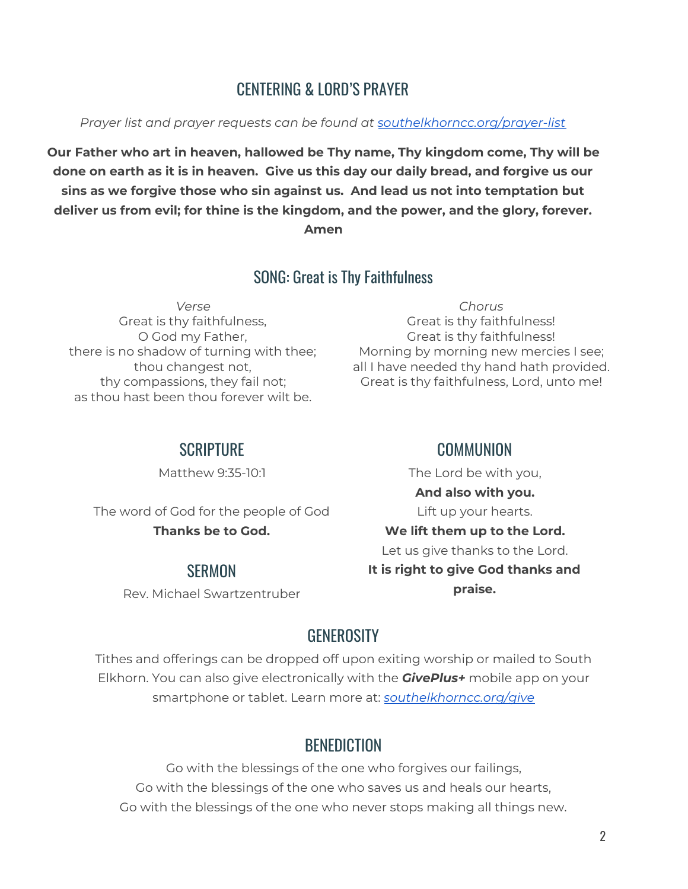## CENTERING & LORD'S PRAYER

*Prayer list and prayer requests can be found at [southelkhorncc.org/prayer-list](southelkhorncc.org/prayer-list)*

**Our Father who art in heaven, hallowed be Thy name, Thy kingdom come, Thy will be done on earth as it is in heaven. Give us this day our daily bread, and forgive us our sins as we forgive those who sin against us. And lead us not into temptation but deliver us from evil; for thine is the kingdom, and the power, and the glory, forever. Amen**

## SONG: Great is Thy Faithfulness

*Verse*
Great is thy faithfulness,
O God my Father,
there is no shadow of turning with thee;
thou changest not,
thy compassions, they fail not;
as thou hast been thou forever wilt be.

*Chorus*
Great is thy faithfulness!
Great is thy faithfulness!
Morning by morning new mercies I see;
all I have needed thy hand hath provided.
Great is thy faithfulness, Lord, unto me!

## SCRIPTURE

Matthew 9:35-10:1

The word of God for the people of God
**Thanks be to God.**

## SERMON

Rev. Michael Swartzentruber

## COMMUNION

The Lord be with you,
**And also with you.**
Lift up your hearts.
**We lift them up to the Lord.**
Let us give thanks to the Lord.
**It is right to give God thanks and praise.**

## GENEROSITY

Tithes and offerings can be dropped off upon exiting worship or mailed to South Elkhorn. You can also give electronically with the ***GivePlus+*** mobile app on your smartphone or tablet. Learn more at: [southelkhorncc.org/give](southelkhorncc.org/give)

## BENEDICTION

Go with the blessings of the one who forgives our failings,
Go with the blessings of the one who saves us and heals our hearts,
Go with the blessings of the one who never stops making all things new.